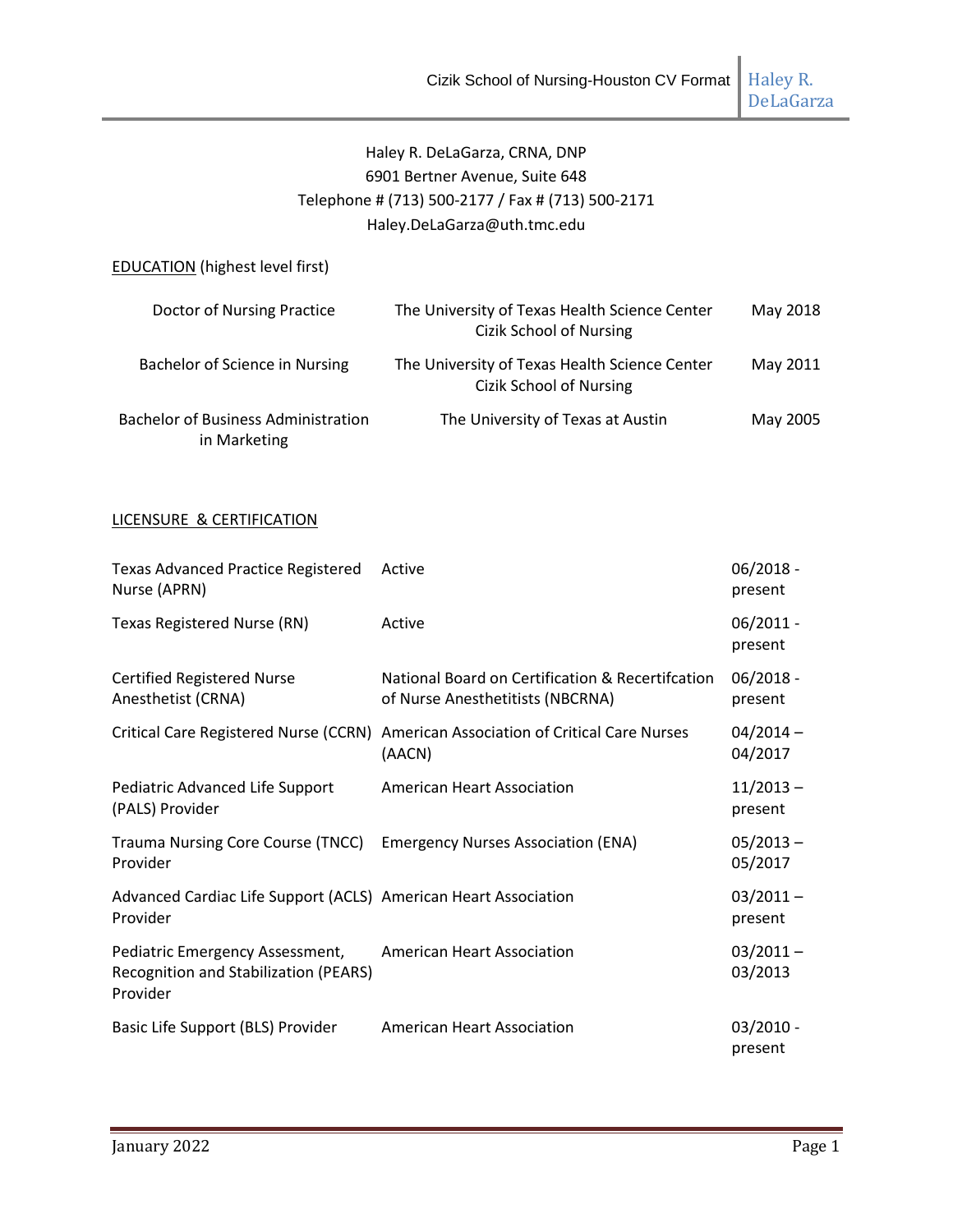Haley R. DeLaGarza, CRNA, DNP
6901 Bertner Avenue, Suite 648
Telephone # (713) 500-2177 / Fax # (713) 500-2171
Haley.DeLaGarza@uth.tmc.edu

## EDUCATION (highest level first)

| | | |
|---|---|---|
| Doctor of Nursing Practice | The University of Texas Health Science Center Cizik School of Nursing | May 2018 |
| Bachelor of Science in Nursing | The University of Texas Health Science Center Cizik School of Nursing | May 2011 |
| Bachelor of Business Administration in Marketing | The University of Texas at Austin | May 2005 |

## LICENSURE & CERTIFICATION

| | | |
|---|---|---|
| Texas Advanced Practice Registered Nurse (APRN) | Active | 06/2018 - present |
| Texas Registered Nurse (RN) | Active | 06/2011 - present |
| Certified Registered Nurse Anesthetist (CRNA) | National Board on Certification & Recertifcation of Nurse Anesthetitists (NBCRNA) | 06/2018 - present |
| Critical Care Registered Nurse (CCRN) | American Association of Critical Care Nurses (AACN) | 04/2014 – 04/2017 |
| Pediatric Advanced Life Support (PALS) Provider | American Heart Association | 11/2013 – present |
| Trauma Nursing Core Course (TNCC) Provider | Emergency Nurses Association (ENA) | 05/2013 – 05/2017 |
| Advanced Cardiac Life Support (ACLS) Provider | American Heart Association | 03/2011 – present |
| Pediatric Emergency Assessment, Recognition and Stabilization (PEARS) Provider | American Heart Association | 03/2011 – 03/2013 |
| Basic Life Support (BLS) Provider | American Heart Association | 03/2010 - present |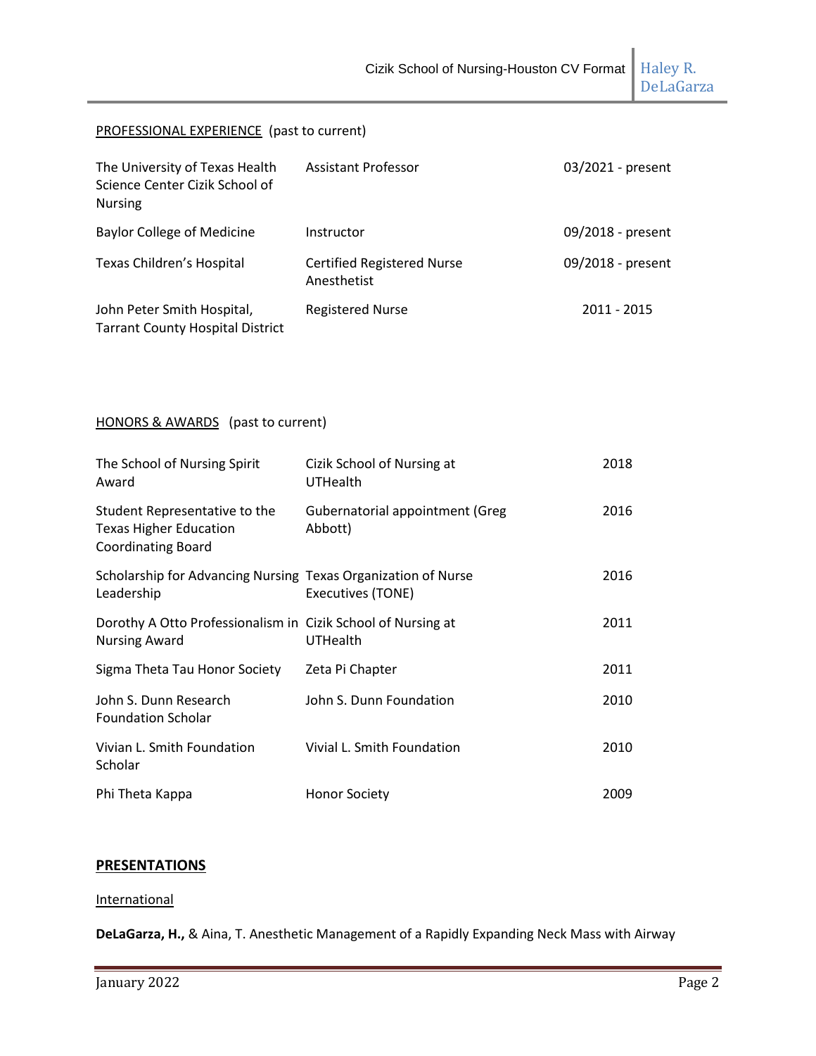PROFESSIONAL EXPERIENCE (past to current)

| | | |
|---|---|---|
| The University of Texas Health Science Center Cizik School of Nursing | Assistant Professor | 03/2021 - present |
| Baylor College of Medicine | Instructor | 09/2018 - present |
| Texas Children's Hospital | Certified Registered Nurse Anesthetist | 09/2018 - present |
| John Peter Smith Hospital, Tarrant County Hospital District | Registered Nurse | 2011 - 2015 |

HONORS & AWARDS (past to current)

| | | |
|---|---|---|
| The School of Nursing Spirit Award | Cizik School of Nursing at UTHealth | 2018 |
| Student Representative to the Texas Higher Education Coordinating Board | Gubernatorial appointment (Greg Abbott) | 2016 |
| Scholarship for Advancing Nursing Leadership | Texas Organization of Nurse Executives (TONE) | 2016 |
| Dorothy A Otto Professionalism in Nursing Award | Cizik School of Nursing at UTHealth | 2011 |
| Sigma Theta Tau Honor Society | Zeta Pi Chapter | 2011 |
| John S. Dunn Research Foundation Scholar | John S. Dunn Foundation | 2010 |
| Vivian L. Smith Foundation Scholar | Vivial L. Smith Foundation | 2010 |
| Phi Theta Kappa | Honor Society | 2009 |

**PRESENTATIONS**

International

**DeLaGarza, H.,** & Aina, T. Anesthetic Management of a Rapidly Expanding Neck Mass with Airway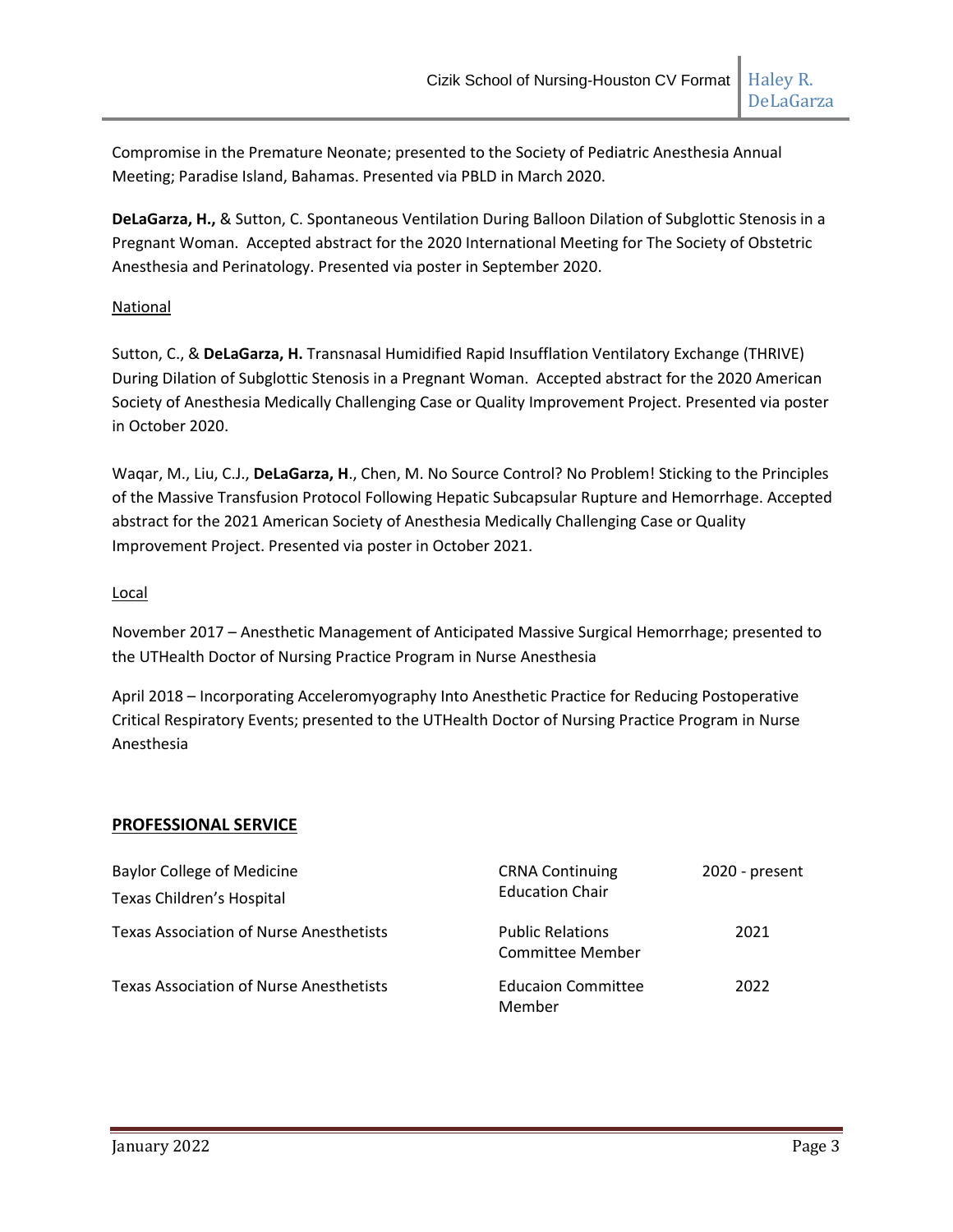Compromise in the Premature Neonate; presented to the Society of Pediatric Anesthesia Annual Meeting; Paradise Island, Bahamas. Presented via PBLD in March 2020.

**DeLaGarza, H.,** & Sutton, C. Spontaneous Ventilation During Balloon Dilation of Subglottic Stenosis in a Pregnant Woman. Accepted abstract for the 2020 International Meeting for The Society of Obstetric Anesthesia and Perinatology. Presented via poster in September 2020.

National

Sutton, C., & **DeLaGarza, H.** Transnasal Humidified Rapid Insufflation Ventilatory Exchange (THRIVE) During Dilation of Subglottic Stenosis in a Pregnant Woman. Accepted abstract for the 2020 American Society of Anesthesia Medically Challenging Case or Quality Improvement Project. Presented via poster in October 2020.

Waqar, M., Liu, C.J., **DeLaGarza, H**., Chen, M. No Source Control? No Problem! Sticking to the Principles of the Massive Transfusion Protocol Following Hepatic Subcapsular Rupture and Hemorrhage. Accepted abstract for the 2021 American Society of Anesthesia Medically Challenging Case or Quality Improvement Project. Presented via poster in October 2021.

Local

November 2017 – Anesthetic Management of Anticipated Massive Surgical Hemorrhage; presented to the UTHealth Doctor of Nursing Practice Program in Nurse Anesthesia

April 2018 – Incorporating Acceleromyography Into Anesthetic Practice for Reducing Postoperative Critical Respiratory Events; presented to the UTHealth Doctor of Nursing Practice Program in Nurse Anesthesia

## PROFESSIONAL SERVICE

| | | |
|---|---|---|
| Baylor College of Medicine<br>Texas Children's Hospital | CRNA Continuing Education Chair | 2020 - present |
| Texas Association of Nurse Anesthetists | Public Relations Committee Member | 2021 |
| Texas Association of Nurse Anesthetists | Educaion Committee Member | 2022 |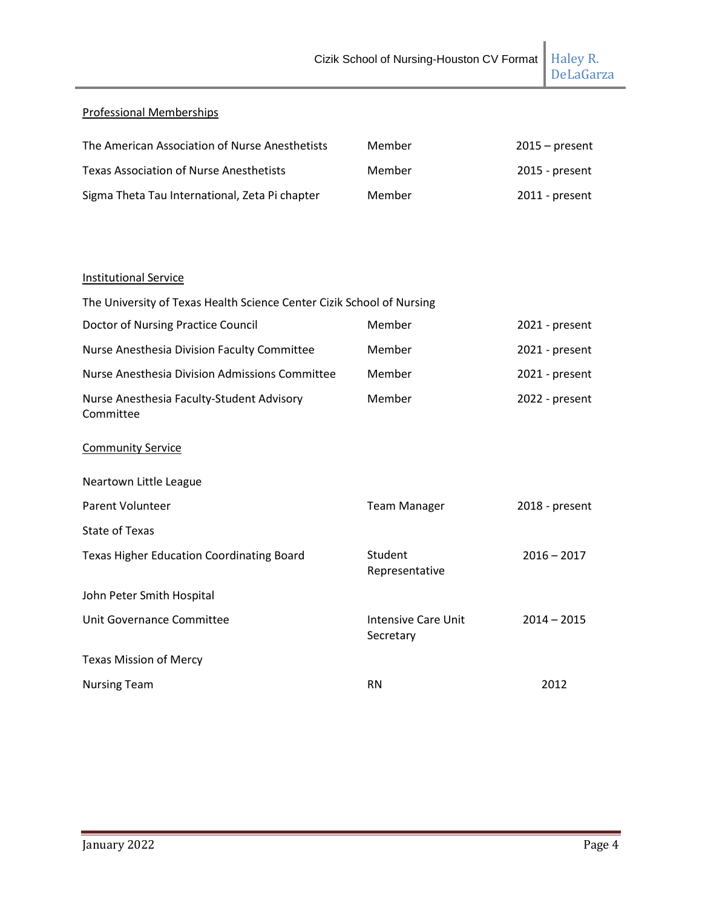## Professional Memberships

| | | |
|---|---|---|
| The American Association of Nurse Anesthetists | Member | 2015 – present |
| Texas Association of Nurse Anesthetists | Member | 2015 - present |
| Sigma Theta Tau International, Zeta Pi chapter | Member | 2011 - present |

## Institutional Service

The University of Texas Health Science Center Cizik School of Nursing

| | | |
|---|---|---|
| Doctor of Nursing Practice Council | Member | 2021 - present |
| Nurse Anesthesia Division Faculty Committee | Member | 2021 - present |
| Nurse Anesthesia Division Admissions Committee | Member | 2021 - present |
| Nurse Anesthesia Faculty-Student Advisory Committee | Member | 2022 - present |

## Community Service

Neartown Little League

| | | |
|---|---|---|
| Parent Volunteer | Team Manager | 2018 - present |

State of Texas

| | | |
|---|---|---|
| Texas Higher Education Coordinating Board | Student Representative | 2016 – 2017 |

John Peter Smith Hospital

| | | |
|---|---|---|
| Unit Governance Committee | Intensive Care Unit Secretary | 2014 – 2015 |

Texas Mission of Mercy

| | | |
|---|---|---|
| Nursing Team | RN | 2012 |